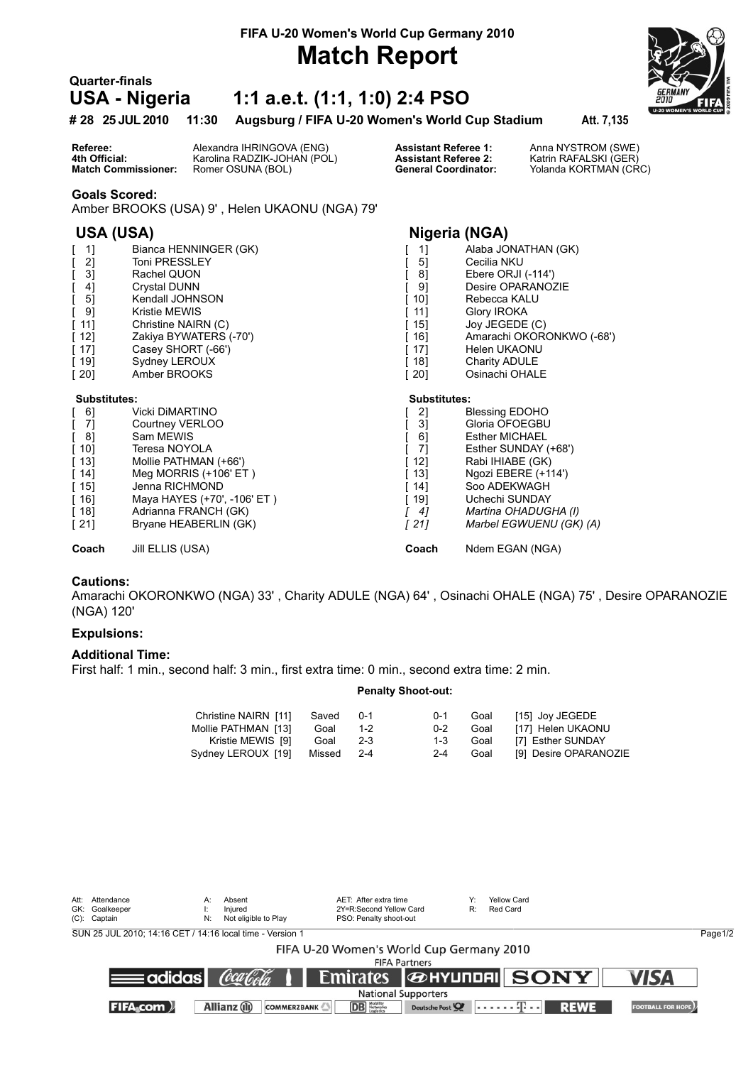FIFA U-20 Women's World Cup Germany 2010

# Match Report

**Quarter-finals**

## USA - Nigeria 1:1 a.e.t. (1:1, 1:0) 2:4 PSO

**# 28 25 JUL 2010 11:30 Augsburg / FIFA U-20 Women's World Cup Stadium Att. 7,135**

| | | | |
|---|---|---|---|
| **Referee:** | Alexandra IHRINGOVA (ENG) | **Assistant Referee 1:** | Anna NYSTROM (SWE) |
| **4th Official:** | Karolina RADZIK-JOHAN (POL) | **Assistant Referee 2:** | Katrin RAFALSKI (GER) |
| **Match Commissioner:** | Romer OSUNA (BOL) | **General Coordinator:** | Yolanda KORTMAN (CRC) |

**Goals Scored:**
Amber BROOKS (USA) 9' , Helen UKAONU (NGA) 79'

### USA (USA)

| | |
|---|---|
| [ 1] | Bianca HENNINGER (GK) |
| [ 2] | Toni PRESSLEY |
| [ 3] | Rachel QUON |
| [ 4] | Crystal DUNN |
| [ 5] | Kendall JOHNSON |
| [ 9] | Kristie MEWIS |
| [ 11] | Christine NAIRN (C) |
| [ 12] | Zakiya BYWATERS (-70') |
| [ 17] | Casey SHORT (-66') |
| [ 19] | Sydney LEROUX |
| [ 20] | Amber BROOKS |

**Substitutes:**

| | |
|---|---|
| [ 6] | Vicki DiMARTINO |
| [ 7] | Courtney VERLOO |
| [ 8] | Sam MEWIS |
| [ 10] | Teresa NOYOLA |
| [ 13] | Mollie PATHMAN (+66') |
| [ 14] | Meg MORRIS (+106' ET ) |
| [ 15] | Jenna RICHMOND |
| [ 16] | Maya HAYES (+70', -106' ET ) |
| [ 18] | Adrianna FRANCH (GK) |
| [ 21] | Bryane HEABERLIN (GK) |

**Coach** Jill ELLIS (USA)

### Nigeria (NGA)

| | |
|---|---|
| [ 1] | Alaba JONATHAN (GK) |
| [ 5] | Cecilia NKU |
| [ 8] | Ebere ORJI (-114') |
| [ 9] | Desire OPARANOZIE |
| [ 10] | Rebecca KALU |
| [ 11] | Glory IROKA |
| [ 15] | Joy JEGEDE (C) |
| [ 16] | Amarachi OKORONKWO (-68') |
| [ 17] | Helen UKAONU |
| [ 18] | Charity ADULE |
| [ 20] | Osinachi OHALE |

**Substitutes:**

| | |
|---|---|
| [ 2] | Blessing EDOHO |
| [ 3] | Gloria OFOEGBU |
| [ 6] | Esther MICHAEL |
| [ 7] | Esther SUNDAY (+68') |
| [ 12] | Rabi IHIABE (GK) |
| [ 13] | Ngozi EBERE (+114') |
| [ 14] | Soo ADEKWAGH |
| [ 19] | Uchechi SUNDAY |
| *[ 4]* | *Martina OHADUGHA (I)* |
| *[ 21]* | *Marbel EGWUENU (GK) (A)* |

**Coach** Ndem EGAN (NGA)

**Cautions:**
Amarachi OKORONKWO (NGA) 33' , Charity ADULE (NGA) 64' , Osinachi OHALE (NGA) 75' , Desire OPARANOZIE (NGA) 120'

**Expulsions:**

**Additional Time:**
First half: 1 min., second half: 3 min., first extra time: 0 min., second extra time: 2 min.

**Penalty Shoot-out:**

| USA | | | | | NGA |
|---|---|---|---|---|---|
| Christine NAIRN [11] | Saved | 0-1 | 0-1 | Goal | [15] Joy JEGEDE |
| Mollie PATHMAN [13] | Goal | 1-2 | 0-2 | Goal | [17] Helen UKAONU |
| Kristie MEWIS [9] | Goal | 2-3 | 1-3 | Goal | [7] Esther SUNDAY |
| Sydney LEROUX [19] | Missed | 2-4 | 2-4 | Goal | [9] Desire OPARANOZIE |

Att: Attendance | GK: Goalkeeper | (C): Captain | A: Absent | I: Injured | N: Not eligible to Play | AET: After extra time | 2Y=R:Second Yellow Card | PSO: Penalty shoot-out | Y: Yellow Card | R: Red Card

SUN 25 JUL 2010; 14:16 CET / 14:16 local time - Version 1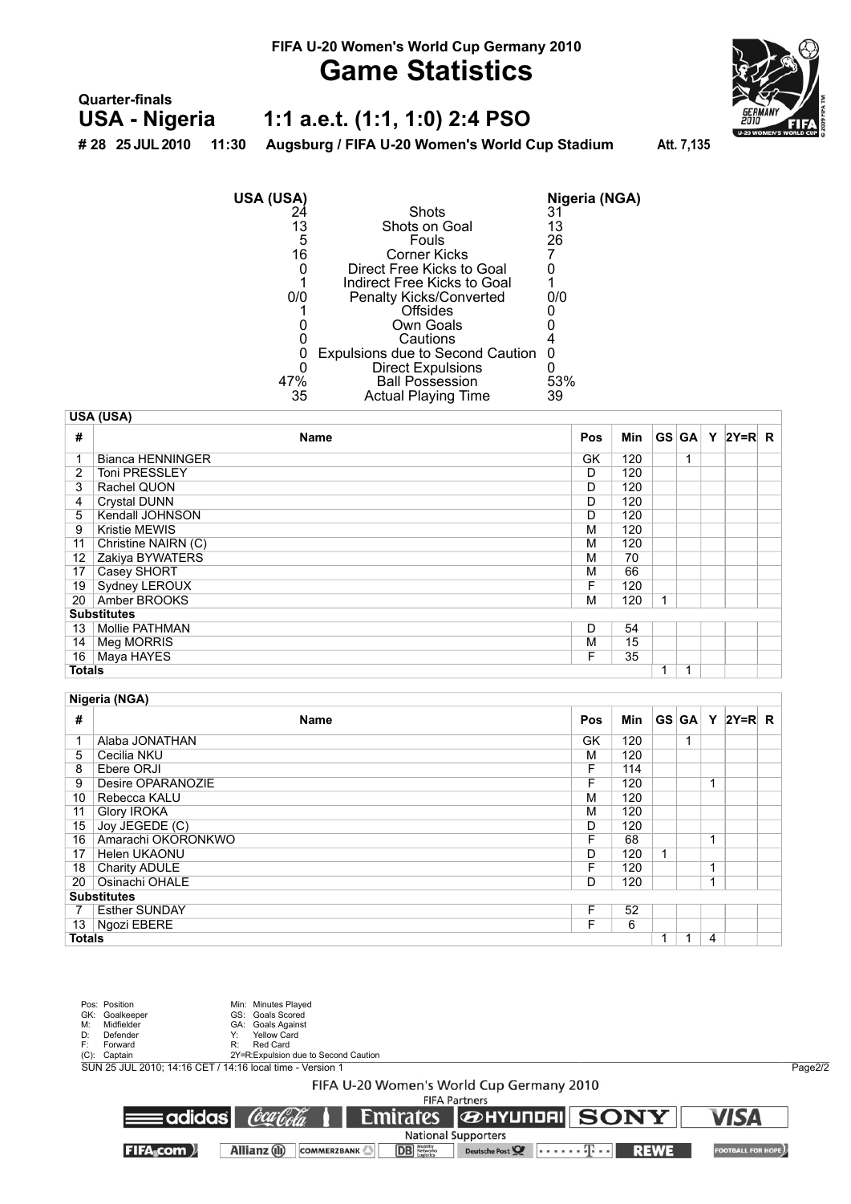**FIFA U-20 Women's World Cup Germany 2010**

# Game Statistics

**Quarter-finals**

## USA - Nigeria 1:1 a.e.t. (1:1, 1:0) 2:4 PSO

**# 28 25 JUL 2010 11:30 Augsburg / FIFA U-20 Women's World Cup Stadium Att. 7,135**

| USA (USA) | | Nigeria (NGA) |
|---|---|---|
| 24 | Shots | 31 |
| 13 | Shots on Goal | 13 |
| 5 | Fouls | 26 |
| 16 | Corner Kicks | 7 |
| 0 | Direct Free Kicks to Goal | 0 |
| 1 | Indirect Free Kicks to Goal | 1 |
| 0/0 | Penalty Kicks/Converted | 0/0 |
| 1 | Offsides | 0 |
| 0 | Own Goals | 0 |
| 0 | Cautions | 4 |
| 0 | Expulsions due to Second Caution | 0 |
| 0 | Direct Expulsions | 0 |
| 47% | Ball Possession | 53% |
| 35 | Actual Playing Time | 39 |

**USA (USA)**

| # | Name | Pos | Min | GS | GA | Y | 2Y=R | R |
|---|---|---|---|---|---|---|---|---|
| 1 | Bianca HENNINGER | GK | 120 | | 1 | | | |
| 2 | Toni PRESSLEY | D | 120 | | | | | |
| 3 | Rachel QUON | D | 120 | | | | | |
| 4 | Crystal DUNN | D | 120 | | | | | |
| 5 | Kendall JOHNSON | D | 120 | | | | | |
| 9 | Kristie MEWIS | M | 120 | | | | | |
| 11 | Christine NAIRN (C) | M | 120 | | | | | |
| 12 | Zakiya BYWATERS | M | 70 | | | | | |
| 17 | Casey SHORT | M | 66 | | | | | |
| 19 | Sydney LEROUX | F | 120 | | | | | |
| 20 | Amber BROOKS | M | 120 | 1 | | | | |
| **Substitutes** | | | | | | | | |
| 13 | Mollie PATHMAN | D | 54 | | | | | |
| 14 | Meg MORRIS | M | 15 | | | | | |
| 16 | Maya HAYES | F | 35 | | | | | |
| **Totals** | | | | 1 | 1 | | | |

**Nigeria (NGA)**

| # | Name | Pos | Min | GS | GA | Y | 2Y=R | R |
|---|---|---|---|---|---|---|---|---|
| 1 | Alaba JONATHAN | GK | 120 | | 1 | | | |
| 5 | Cecilia NKU | M | 120 | | | | | |
| 8 | Ebere ORJI | F | 114 | | | | | |
| 9 | Desire OPARANOZIE | F | 120 | | | 1 | | |
| 10 | Rebecca KALU | M | 120 | | | | | |
| 11 | Glory IROKA | M | 120 | | | | | |
| 15 | Joy JEGEDE (C) | D | 120 | | | | | |
| 16 | Amarachi OKORONKWO | F | 68 | | | 1 | | |
| 17 | Helen UKAONU | D | 120 | 1 | | | | |
| 18 | Charity ADULE | F | 120 | | | 1 | | |
| 20 | Osinachi OHALE | D | 120 | | | 1 | | |
| **Substitutes** | | | | | | | | |
| 7 | Esther SUNDAY | F | 52 | | | | | |
| 13 | Ngozi EBERE | F | 6 | | | | | |
| **Totals** | | | | 1 | 1 | 4 | | |

Pos: Position
GK: Goalkeeper
M: Midfielder
D: Defender
F: Forward
(C): Captain

Min: Minutes Played
GS: Goals Scored
GA: Goals Against
Y: Yellow Card
R: Red Card
2Y=R: Expulsion due to Second Caution

SUN 25 JUL 2010; 14:16 CET / 14:16 local time - Version 1

FIFA U-20 Women's World Cup Germany 2010

FIFA Partners: adidas, Coca-Cola, Emirates, Hyundai, Sony, Visa

National Supporters: Allianz, Commerzbank, DB, Deutsche Post, T, REWE

FIFA.com, Football for Hope